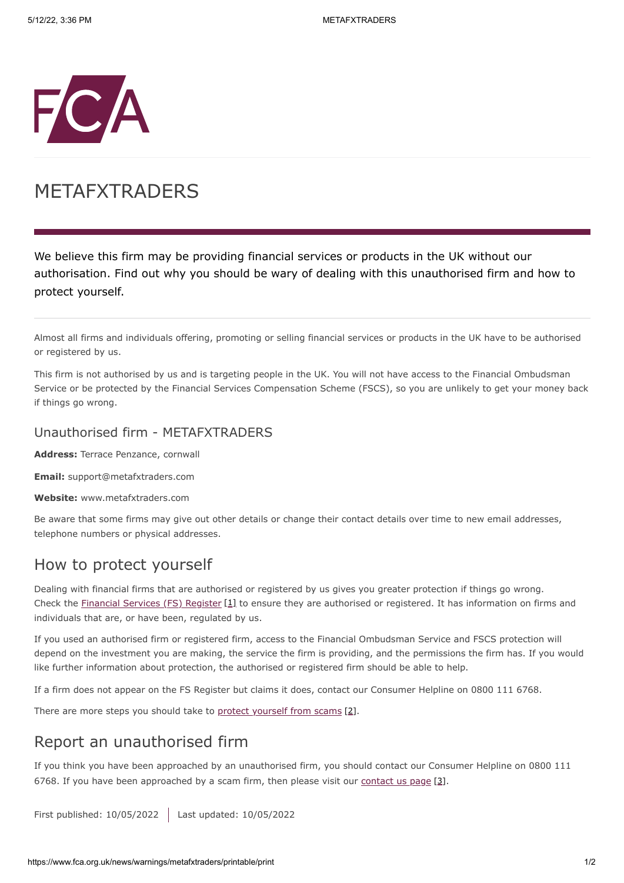# METAFXTRADERS

We believe this firm may be providing financial services or products in the UK without our authorisation. Find out why you should be wary of dealing with this unauthorised firm and how to protect yourself.

Almost all firms and individuals offering, promoting or selling financial services or products in the UK have to be authorised or registered by us.

This firm is not authorised by us and is targeting people in the UK. You will not have access to the Financial Ombudsman Service or be protected by the Financial Services Compensation Scheme (FSCS), so you are unlikely to get your money back if things go wrong.

### Unauthorised firm - METAFXTRADERS

**Address:** Terrace Penzance, cornwall

**Email:** support@metafxtraders.com

**Website:** www.metafxtraders.com

Be aware that some firms may give out other details or change their contact details over time to new email addresses, telephone numbers or physical addresses.

## How to protect yourself

Dealing with financial firms that are authorised or registered by us gives you greater protection if things go wrong. Check the Financial Services (FS) Register [1] to ensure they are authorised or registered. It has information on firms and individuals that are, or have been, regulated by us.

If you used an authorised firm or registered firm, access to the Financial Ombudsman Service and FSCS protection will depend on the investment you are making, the service the firm is providing, and the permissions the firm has. If you would like further information about protection, the authorised or registered firm should be able to help.

If a firm does not appear on the FS Register but claims it does, contact our Consumer Helpline on 0800 111 6768.

There are more steps you should take to protect yourself from scams [2].

## Report an unauthorised firm

If you think you have been approached by an unauthorised firm, you should contact our Consumer Helpline on 0800 111 6768. If you have been approached by a scam firm, then please visit our contact us page [3].

First published: 10/05/2022 | Last updated: 10/05/2022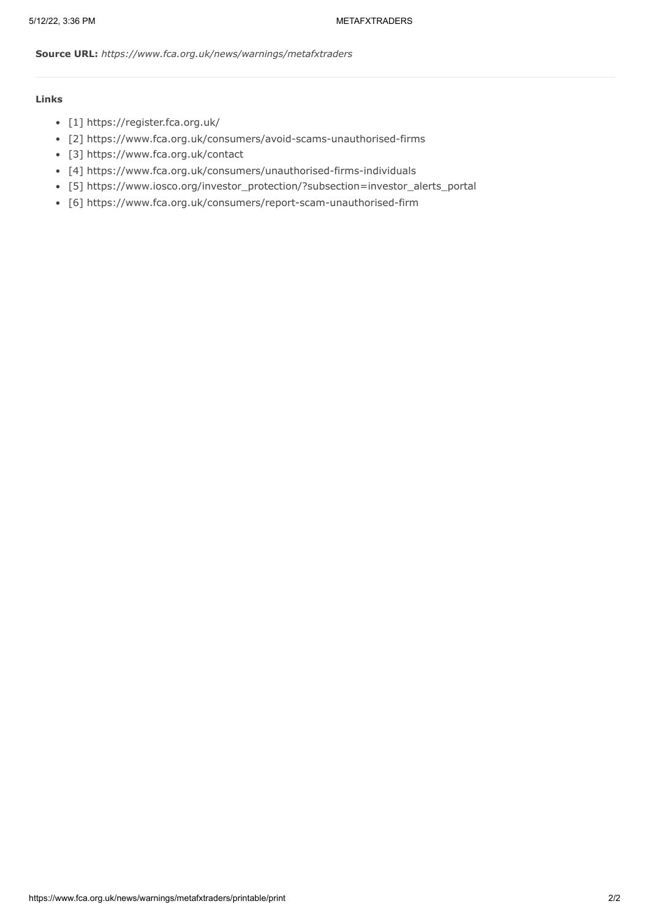**Source URL:** *https://www.fca.org.uk/news/warnings/metafxtraders*

---

**Links**

- [1] https://register.fca.org.uk/
- [2] https://www.fca.org.uk/consumers/avoid-scams-unauthorised-firms
- [3] https://www.fca.org.uk/contact
- [4] https://www.fca.org.uk/consumers/unauthorised-firms-individuals
- [5] https://www.iosco.org/investor_protection/?subsection=investor_alerts_portal
- [6] https://www.fca.org.uk/consumers/report-scam-unauthorised-firm